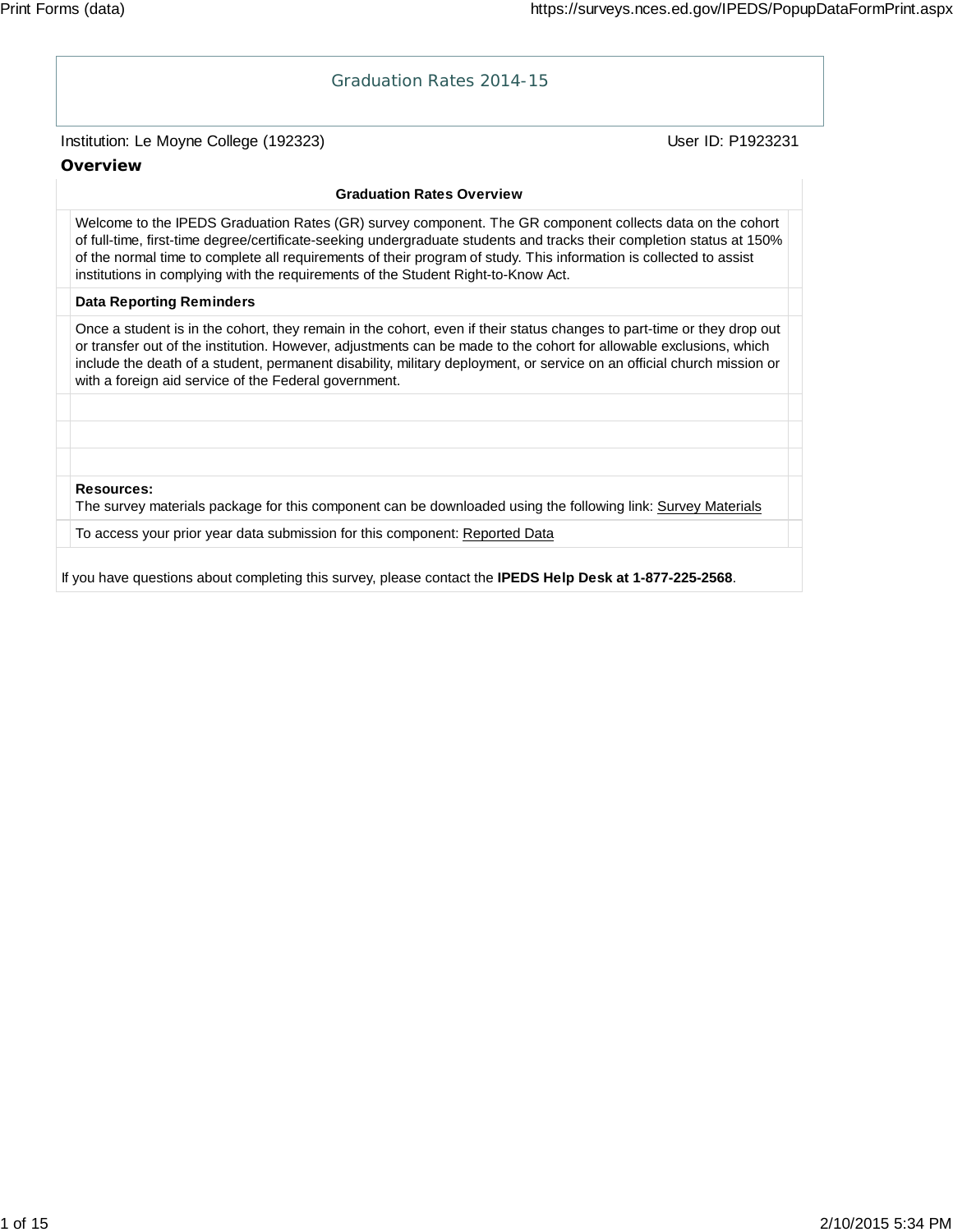# Graduation Rates 2014-15

Institution: Le Moyne College (192323) User ID: P1923231

## Overview

**Graduation Rates Overview**

Welcome to the IPEDS Graduation Rates (GR) survey component. The GR component collects data on the cohort of full-time, first-time degree/certificate-seeking undergraduate students and tracks their completion status at 150% of the normal time to complete all requirements of their program of study. This information is collected to assist institutions in complying with the requirements of the Student Right-to-Know Act.

**Data Reporting Reminders**

Once a student is in the cohort, they remain in the cohort, even if their status changes to part-time or they drop out or transfer out of the institution. However, adjustments can be made to the cohort for allowable exclusions, which include the death of a student, permanent disability, military deployment, or service on an official church mission or with a foreign aid service of the Federal government.

**Resources:**
The survey materials package for this component can be downloaded using the following link: Survey Materials

To access your prior year data submission for this component: Reported Data

If you have questions about completing this survey, please contact the **IPEDS Help Desk at 1-877-225-2568**.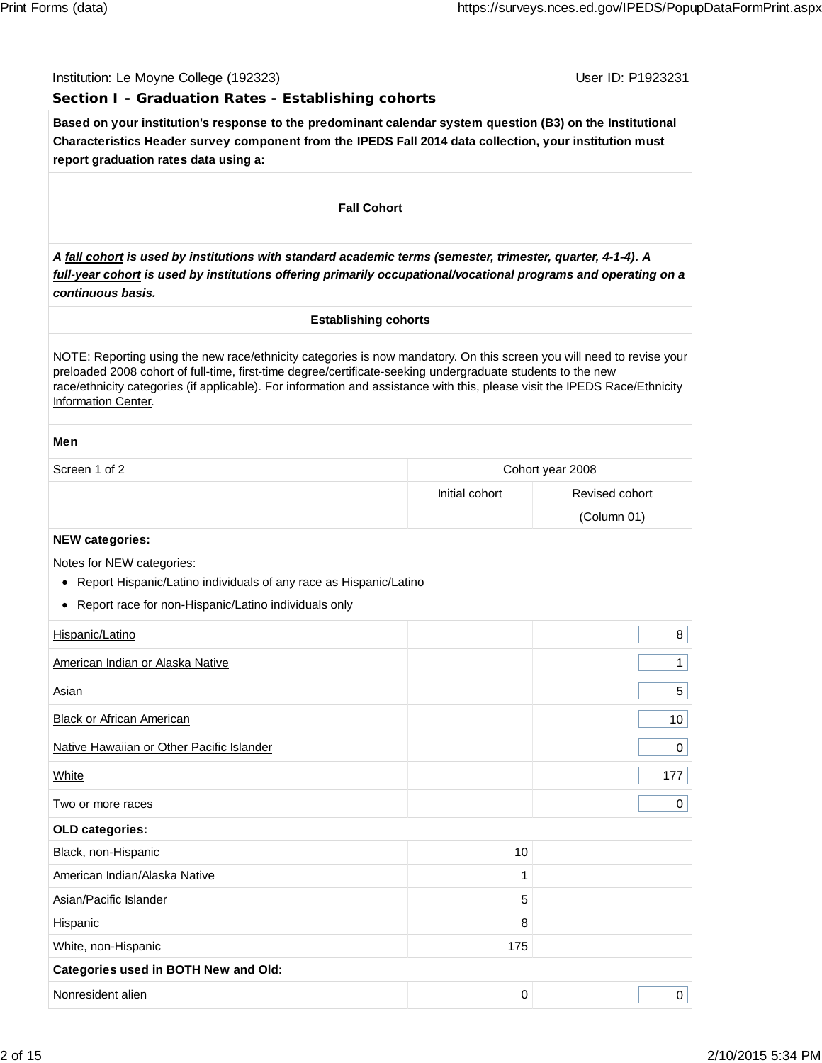Institution: Le Moyne College (192323)

User ID: P1923231

## Section I - Graduation Rates - Establishing cohorts

**Based on your institution's response to the predominant calendar system question (B3) on the Institutional Characteristics Header survey component from the IPEDS Fall 2014 data collection, your institution must report graduation rates data using a:**

**Fall Cohort**

***A fall cohort is used by institutions with standard academic terms (semester, trimester, quarter, 4-1-4). A full-year cohort is used by institutions offering primarily occupational/vocational programs and operating on a continuous basis.***

**Establishing cohorts**

NOTE: Reporting using the new race/ethnicity categories is now mandatory. On this screen you will need to revise your preloaded 2008 cohort of full-time, first-time degree/certificate-seeking undergraduate students to the new race/ethnicity categories (if applicable). For information and assistance with this, please visit the IPEDS Race/Ethnicity Information Center.

**Men**

| Screen 1 of 2 | Cohort year 2008 | |
|---|---|---|
| | Initial cohort | Revised cohort |
| | | (Column 01) |
| **NEW categories:** | | |
| Notes for NEW categories:<br>• Report Hispanic/Latino individuals of any race as Hispanic/Latino<br>• Report race for non-Hispanic/Latino individuals only | | |
| Hispanic/Latino | | 8 |
| American Indian or Alaska Native | | 1 |
| Asian | | 5 |
| Black or African American | | 10 |
| Native Hawaiian or Other Pacific Islander | | 0 |
| White | | 177 |
| Two or more races | | 0 |
| **OLD categories:** | | |
| Black, non-Hispanic | 10 | |
| American Indian/Alaska Native | 1 | |
| Asian/Pacific Islander | 5 | |
| Hispanic | 8 | |
| White, non-Hispanic | 175 | |
| **Categories used in BOTH New and Old:** | | |
| Nonresident alien | 0 | 0 |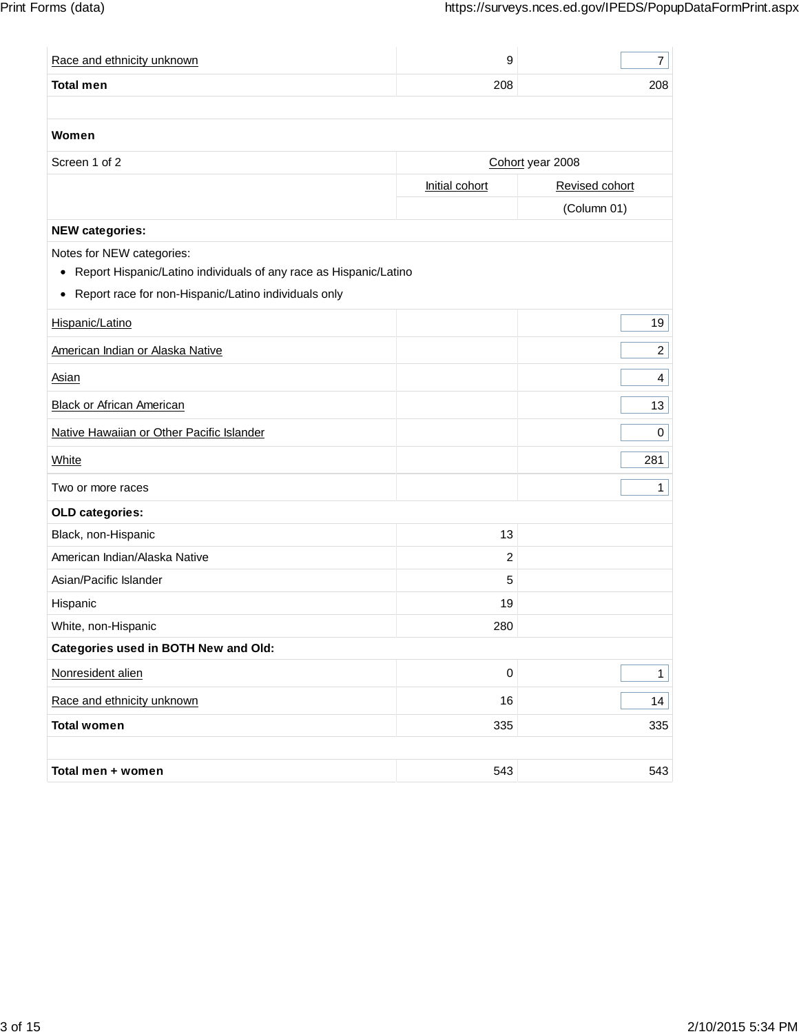| | | |
|---|---|---|
| Race and ethnicity unknown | 9 | 7 |
| **Total men** | 208 | 208 |

**Women**

| Screen 1 of 2 | Cohort year 2008 | |
|---|---|---|
| | Initial cohort | Revised cohort |
| | | (Column 01) |
| **NEW categories:** | | |
| Hispanic/Latino | | 19 |
| American Indian or Alaska Native | | 2 |
| Asian | | 4 |
| Black or African American | | 13 |
| Native Hawaiian or Other Pacific Islander | | 0 |
| White | | 281 |
| Two or more races | | 1 |
| **OLD categories:** | | |
| Black, non-Hispanic | 13 | |
| American Indian/Alaska Native | 2 | |
| Asian/Pacific Islander | 5 | |
| Hispanic | 19 | |
| White, non-Hispanic | 280 | |
| **Categories used in BOTH New and Old:** | | |
| Nonresident alien | 0 | 1 |
| Race and ethnicity unknown | 16 | 14 |
| **Total women** | 335 | 335 |
| | | |
| **Total men + women** | 543 | 543 |

Notes for NEW categories:

- Report Hispanic/Latino individuals of any race as Hispanic/Latino
- Report race for non-Hispanic/Latino individuals only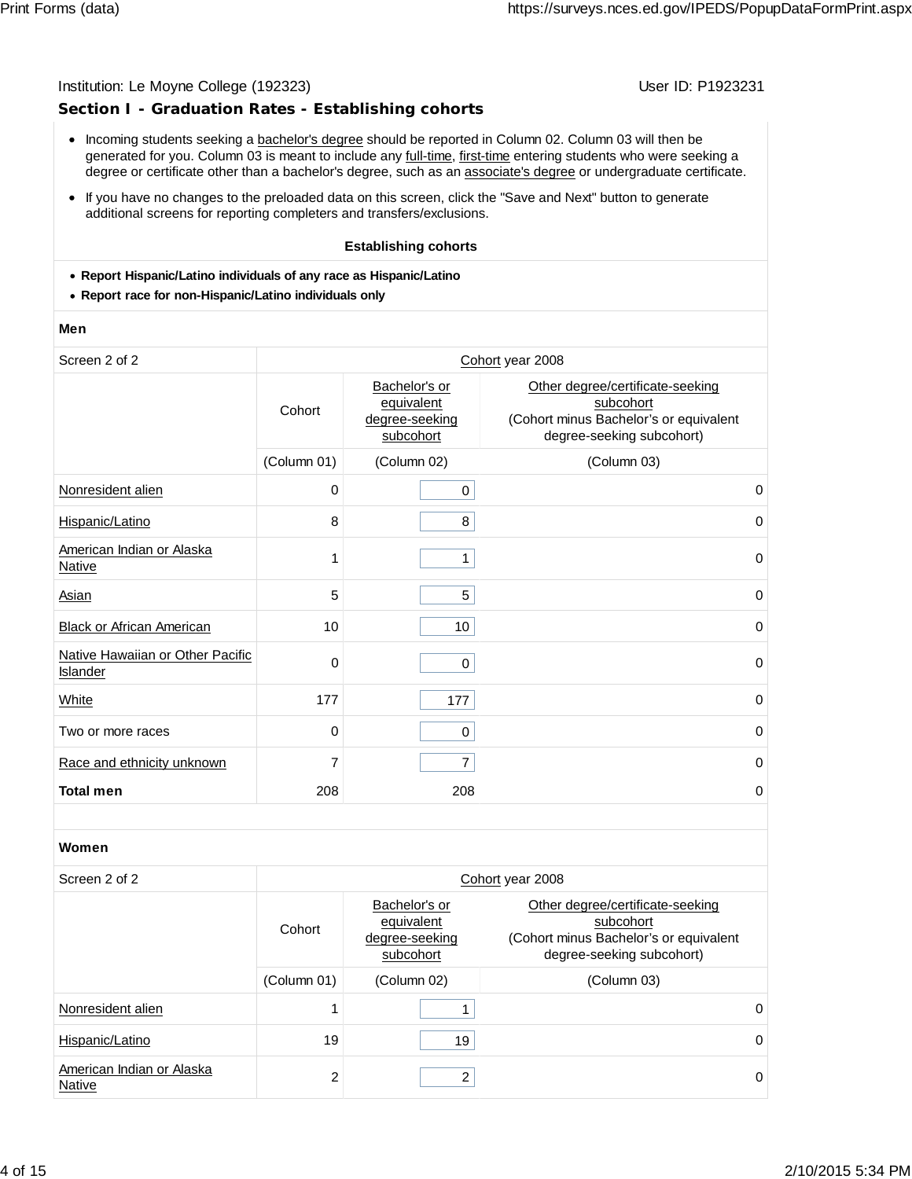Institution: Le Moyne College (192323) User ID: P1923231

## Section I - Graduation Rates - Establishing cohorts

- Incoming students seeking a bachelor's degree should be reported in Column 02. Column 03 will then be generated for you. Column 03 is meant to include any full-time, first-time entering students who were seeking a degree or certificate other than a bachelor's degree, such as an associate's degree or undergraduate certificate.
- If you have no changes to the preloaded data on this screen, click the "Save and Next" button to generate additional screens for reporting completers and transfers/exclusions.

**Establishing cohorts**

- **Report Hispanic/Latino individuals of any race as Hispanic/Latino**
- **Report race for non-Hispanic/Latino individuals only**

**Men**

| Screen 2 of 2 | Cohort year 2008 | | |
|---|---|---|---|
| | Cohort | Bachelor's or equivalent degree-seeking subcohort | Other degree/certificate-seeking subcohort (Cohort minus Bachelor's or equivalent degree-seeking subcohort) |
| | (Column 01) | (Column 02) | (Column 03) |
| Nonresident alien | 0 | 0 | 0 |
| Hispanic/Latino | 8 | 8 | 0 |
| American Indian or Alaska Native | 1 | 1 | 0 |
| Asian | 5 | 5 | 0 |
| Black or African American | 10 | 10 | 0 |
| Native Hawaiian or Other Pacific Islander | 0 | 0 | 0 |
| White | 177 | 177 | 0 |
| Two or more races | 0 | 0 | 0 |
| Race and ethnicity unknown | 7 | 7 | 0 |
| **Total men** | 208 | 208 | 0 |

**Women**

| Screen 2 of 2 | Cohort year 2008 | | |
|---|---|---|---|
| | Cohort | Bachelor's or equivalent degree-seeking subcohort | Other degree/certificate-seeking subcohort (Cohort minus Bachelor's or equivalent degree-seeking subcohort) |
| | (Column 01) | (Column 02) | (Column 03) |
| Nonresident alien | 1 | 1 | 0 |
| Hispanic/Latino | 19 | 19 | 0 |
| American Indian or Alaska Native | 2 | 2 | 0 |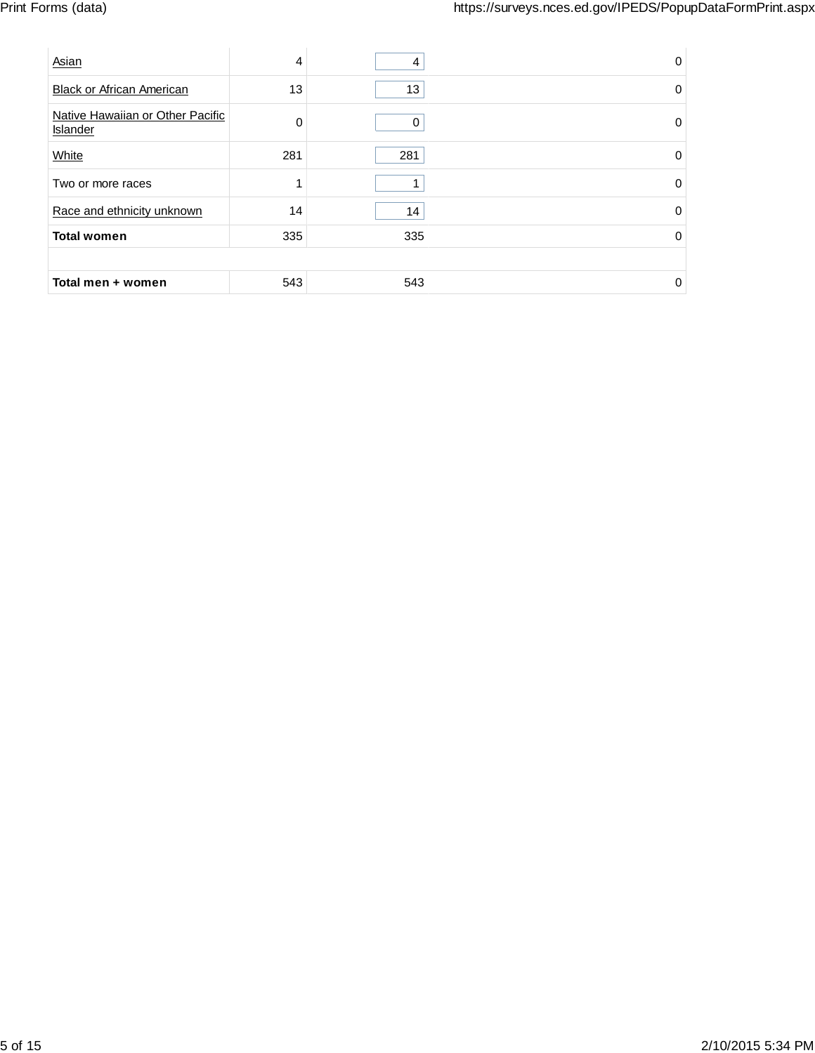| | | | |
|---|---|---|---|
| Asian | 4 | 4 | 0 |
| Black or African American | 13 | 13 | 0 |
| Native Hawaiian or Other Pacific Islander | 0 | 0 | 0 |
| White | 281 | 281 | 0 |
| Two or more races | 1 | 1 | 0 |
| Race and ethnicity unknown | 14 | 14 | 0 |
| **Total women** | 335 | 335 | 0 |
| | | | |
| **Total men + women** | 543 | 543 | 0 |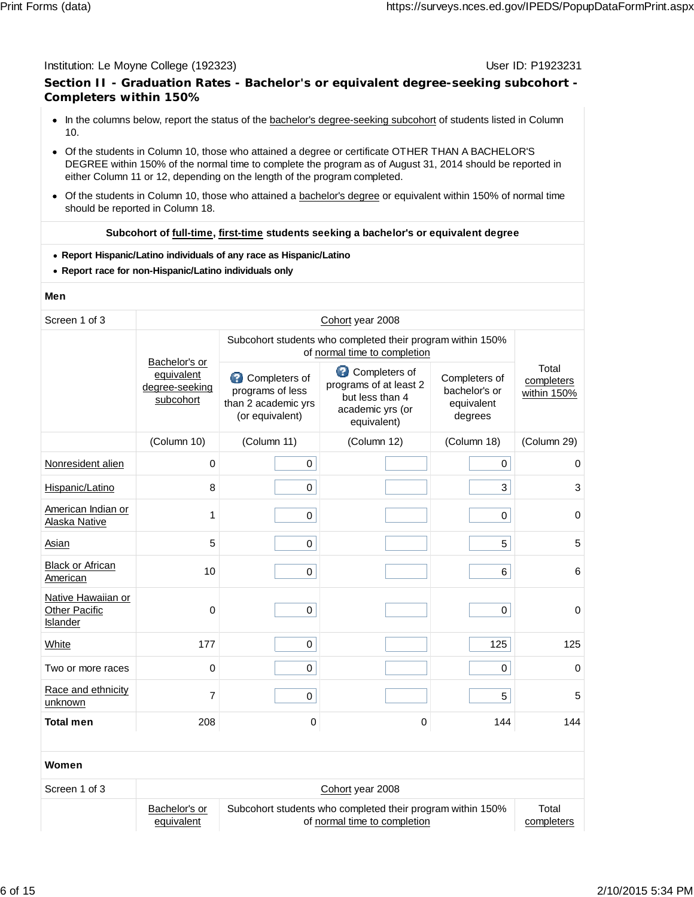Institution: Le Moyne College (192323) User ID: P1923231

## Section II - Graduation Rates - Bachelor's or equivalent degree-seeking subcohort - Completers within 150%

- In the columns below, report the status of the bachelor's degree-seeking subcohort of students listed in Column 10.
- Of the students in Column 10, those who attained a degree or certificate OTHER THAN A BACHELOR'S DEGREE within 150% of the normal time to complete the program as of August 31, 2014 should be reported in either Column 11 or 12, depending on the length of the program completed.
- Of the students in Column 10, those who attained a bachelor's degree or equivalent within 150% of normal time should be reported in Column 18.

**Subcohort of full-time, first-time students seeking a bachelor's or equivalent degree**

- **Report Hispanic/Latino individuals of any race as Hispanic/Latino**
- **Report race for non-Hispanic/Latino individuals only**

**Men**

| Screen 1 of 3 | Cohort year 2008 | | | | |
|---|---|---|---|---|---|
| | Bachelor's or equivalent degree-seeking subcohort | Subcohort students who completed their program within 150% of normal time to completion | | | Total completers within 150% |
| | | Completers of programs of less than 2 academic yrs (or equivalent) | Completers of programs of at least 2 but less than 4 academic yrs (or equivalent) | Completers of bachelor's or equivalent degrees | |
| | (Column 10) | (Column 11) | (Column 12) | (Column 18) | (Column 29) |
| Nonresident alien | 0 | 0 | | 0 | 0 |
| Hispanic/Latino | 8 | 0 | | 3 | 3 |
| American Indian or Alaska Native | 1 | 0 | | 0 | 0 |
| Asian | 5 | 0 | | 5 | 5 |
| Black or African American | 10 | 0 | | 6 | 6 |
| Native Hawaiian or Other Pacific Islander | 0 | 0 | | 0 | 0 |
| White | 177 | 0 | | 125 | 125 |
| Two or more races | 0 | 0 | | 0 | 0 |
| Race and ethnicity unknown | 7 | 0 | | 5 | 5 |
| **Total men** | 208 | 0 | 0 | 144 | 144 |

**Women**

| Screen 1 of 3 | Cohort year 2008 | |
|---|---|---|
| | Bachelor's or equivalent | Subcohort students who completed their program within 150% of normal time to completion | Total completers |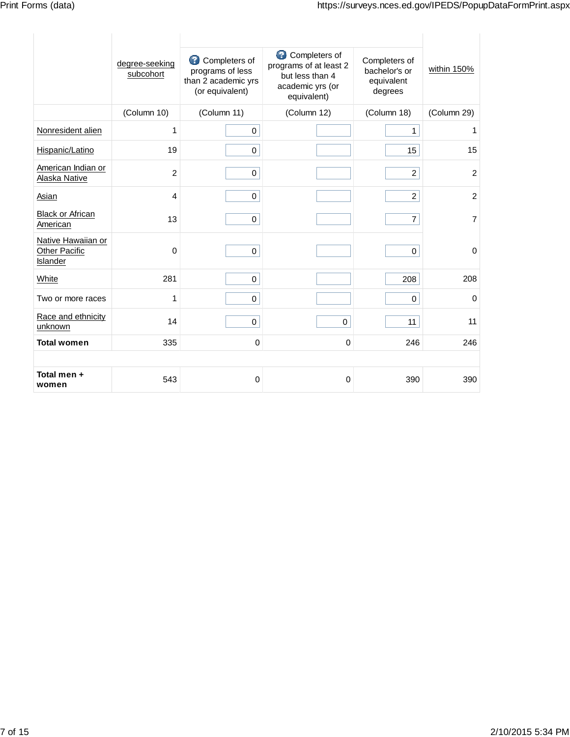|  | degree-seeking subcohort | Completers of programs of less than 2 academic yrs (or equivalent) | Completers of programs of at least 2 but less than 4 academic yrs (or equivalent) | Completers of bachelor's or equivalent degrees | within 150% |
|---|---|---|---|---|---|
|  | (Column 10) | (Column 11) | (Column 12) | (Column 18) | (Column 29) |
| Nonresident alien | 1 | 0 |  | 1 | 1 |
| Hispanic/Latino | 19 | 0 |  | 15 | 15 |
| American Indian or Alaska Native | 2 | 0 |  | 2 | 2 |
| Asian | 4 | 0 |  | 2 | 2 |
| Black or African American | 13 | 0 |  | 7 | 7 |
| Native Hawaiian or Other Pacific Islander | 0 | 0 |  | 0 | 0 |
| White | 281 | 0 |  | 208 | 208 |
| Two or more races | 1 | 0 |  | 0 | 0 |
| Race and ethnicity unknown | 14 | 0 | 0 | 11 | 11 |
| **Total women** | 335 | 0 | 0 | 246 | 246 |
|  |  |  |  |  |  |
| **Total men + women** | 543 | 0 | 0 | 390 | 390 |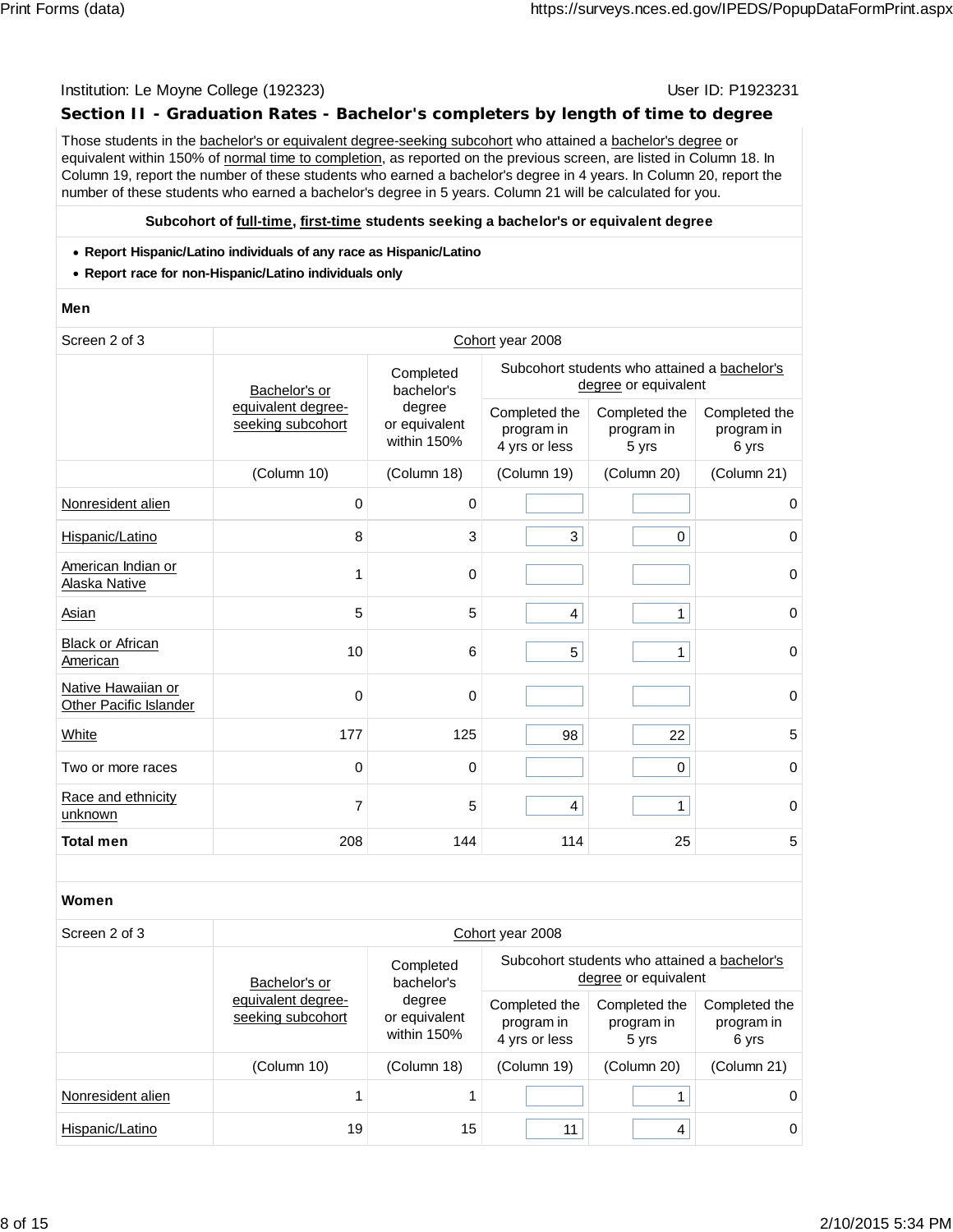Institution: Le Moyne College (192323)

User ID: P1923231

## Section II - Graduation Rates - Bachelor's completers by length of time to degree

Those students in the bachelor's or equivalent degree-seeking subcohort who attained a bachelor's degree or equivalent within 150% of normal time to completion, as reported on the previous screen, are listed in Column 18. In Column 19, report the number of these students who earned a bachelor's degree in 4 years. In Column 20, report the number of these students who earned a bachelor's degree in 5 years. Column 21 will be calculated for you.

**Subcohort of full-time, first-time students seeking a bachelor's or equivalent degree**

- **Report Hispanic/Latino individuals of any race as Hispanic/Latino**
- **Report race for non-Hispanic/Latino individuals only**

**Men**

| Screen 2 of 3 | Cohort year 2008 | | | | |
|---|---|---|---|---|---|
| | Bachelor's or equivalent degree-seeking subcohort | Completed bachelor's degree or equivalent within 150% | Subcohort students who attained a bachelor's degree or equivalent | | |
| | | | Completed the program in 4 yrs or less | Completed the program in 5 yrs | Completed the program in 6 yrs |
| | (Column 10) | (Column 18) | (Column 19) | (Column 20) | (Column 21) |
| Nonresident alien | 0 | 0 | | | 0 |
| Hispanic/Latino | 8 | 3 | 3 | 0 | 0 |
| American Indian or Alaska Native | 1 | 0 | | | 0 |
| Asian | 5 | 5 | 4 | 1 | 0 |
| Black or African American | 10 | 6 | 5 | 1 | 0 |
| Native Hawaiian or Other Pacific Islander | 0 | 0 | | | 0 |
| White | 177 | 125 | 98 | 22 | 5 |
| Two or more races | 0 | 0 | | 0 | 0 |
| Race and ethnicity unknown | 7 | 5 | 4 | 1 | 0 |
| **Total men** | 208 | 144 | 114 | 25 | 5 |

**Women**

| Screen 2 of 3 | Cohort year 2008 | | | | |
|---|---|---|---|---|---|
| | Bachelor's or equivalent degree-seeking subcohort | Completed bachelor's degree or equivalent within 150% | Subcohort students who attained a bachelor's degree or equivalent | | |
| | | | Completed the program in 4 yrs or less | Completed the program in 5 yrs | Completed the program in 6 yrs |
| | (Column 10) | (Column 18) | (Column 19) | (Column 20) | (Column 21) |
| Nonresident alien | 1 | 1 | | 1 | 0 |
| Hispanic/Latino | 19 | 15 | 11 | 4 | 0 |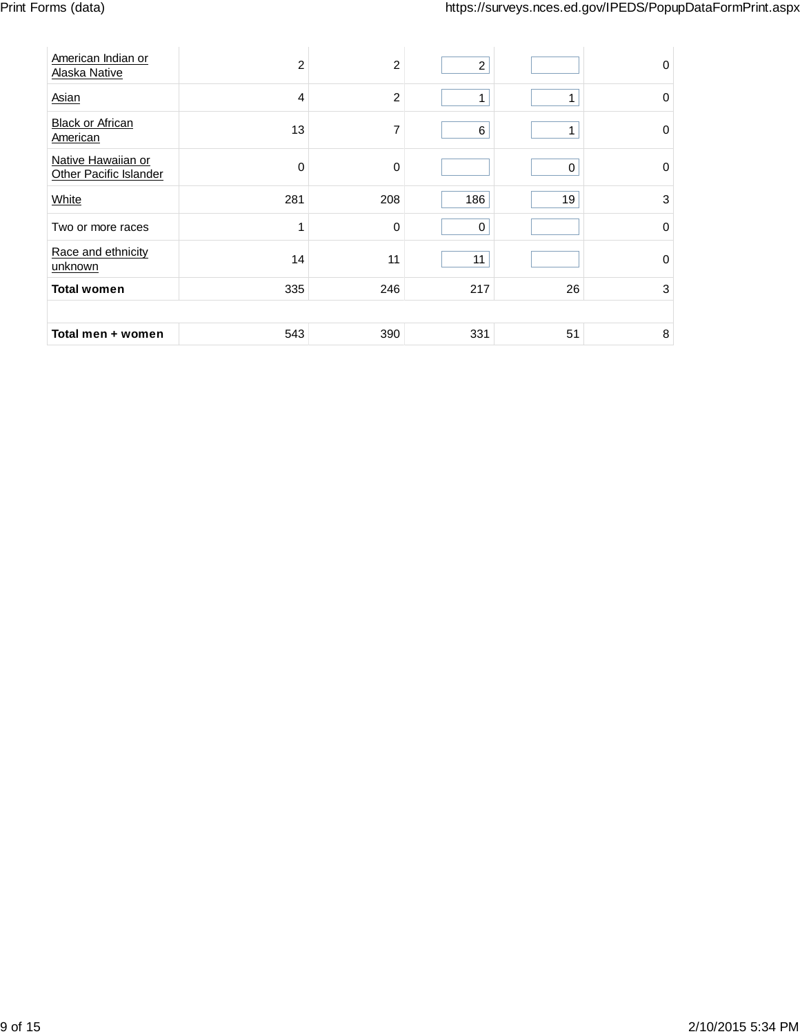| | | | | | |
|---|---|---|---|---|---|
| American Indian or Alaska Native | 2 | 2 | 2 | | 0 |
| Asian | 4 | 2 | 1 | 1 | 0 |
| Black or African American | 13 | 7 | 6 | 1 | 0 |
| Native Hawaiian or Other Pacific Islander | 0 | 0 | | 0 | 0 |
| White | 281 | 208 | 186 | 19 | 3 |
| Two or more races | 1 | 0 | 0 | | 0 |
| Race and ethnicity unknown | 14 | 11 | 11 | | 0 |
| **Total women** | 335 | 246 | 217 | 26 | 3 |
| | | | | | |
| **Total men + women** | 543 | 390 | 331 | 51 | 8 |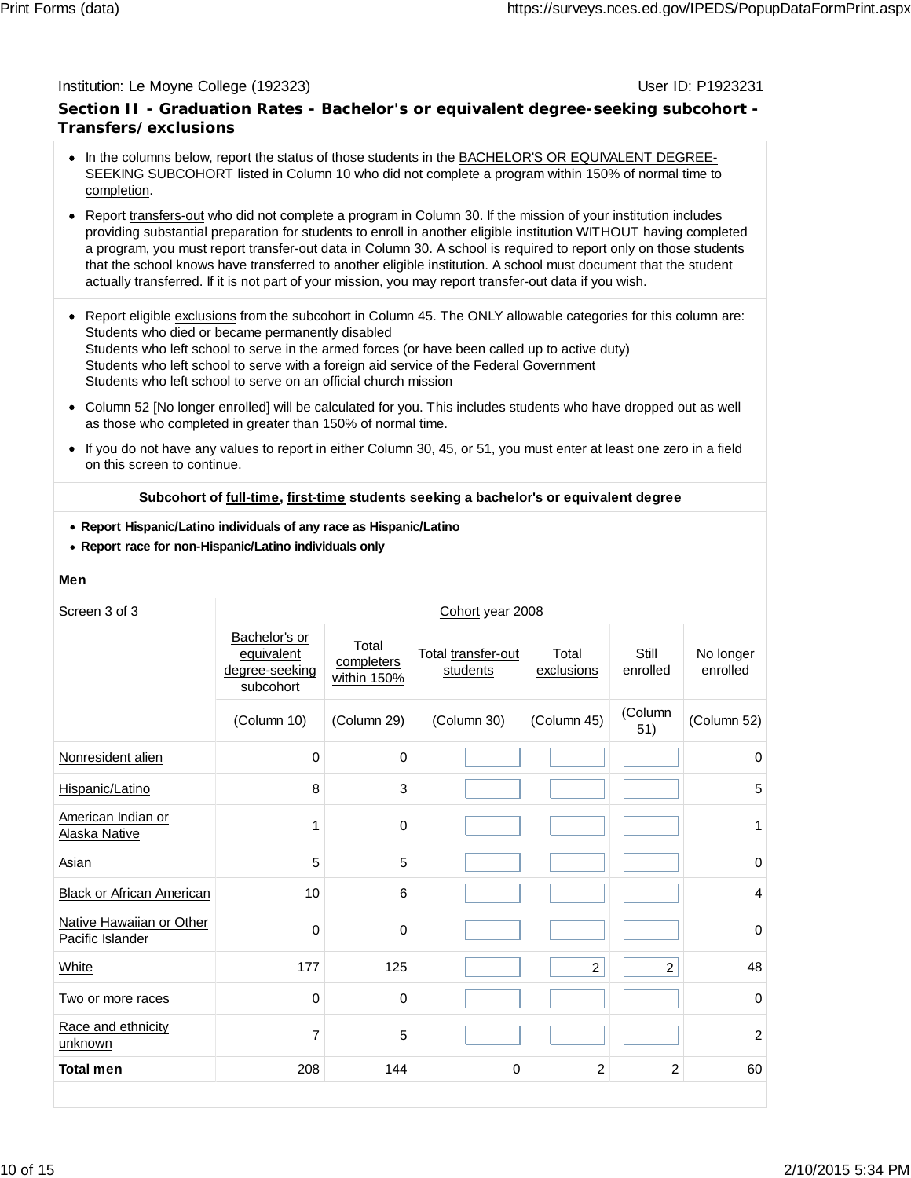Institution: Le Moyne College (192323) User ID: P1923231

## Section II - Graduation Rates - Bachelor's or equivalent degree-seeking subcohort - Transfers/exclusions

- In the columns below, report the status of those students in the BACHELOR'S OR EQUIVALENT DEGREE-SEEKING SUBCOHORT listed in Column 10 who did not complete a program within 150% of normal time to completion.
- Report transfers-out who did not complete a program in Column 30. If the mission of your institution includes providing substantial preparation for students to enroll in another eligible institution WITHOUT having completed a program, you must report transfer-out data in Column 30. A school is required to report only on those students that the school knows have transferred to another eligible institution. A school must document that the student actually transferred. If it is not part of your mission, you may report transfer-out data if you wish.

- Report eligible exclusions from the subcohort in Column 45. The ONLY allowable categories for this column are:
  Students who died or became permanently disabled
  Students who left school to serve in the armed forces (or have been called up to active duty)
  Students who left school to serve with a foreign aid service of the Federal Government
  Students who left school to serve on an official church mission
- Column 52 [No longer enrolled] will be calculated for you. This includes students who have dropped out as well as those who completed in greater than 150% of normal time.
- If you do not have any values to report in either Column 30, 45, or 51, you must enter at least one zero in a field on this screen to continue.

**Subcohort of full-time, first-time students seeking a bachelor's or equivalent degree**

- **Report Hispanic/Latino individuals of any race as Hispanic/Latino**
- **Report race for non-Hispanic/Latino individuals only**

**Men**

| Screen 3 of 3 | Cohort year 2008 | | | | | |
|---|---|---|---|---|---|---|
| | Bachelor's or equivalent degree-seeking subcohort | Total completers within 150% | Total transfer-out students | Total exclusions | Still enrolled | No longer enrolled |
| | (Column 10) | (Column 29) | (Column 30) | (Column 45) | (Column 51) | (Column 52) |
| Nonresident alien | 0 | 0 | | | | 0 |
| Hispanic/Latino | 8 | 3 | | | | 5 |
| American Indian or Alaska Native | 1 | 0 | | | | 1 |
| Asian | 5 | 5 | | | | 0 |
| Black or African American | 10 | 6 | | | | 4 |
| Native Hawaiian or Other Pacific Islander | 0 | 0 | | | | 0 |
| White | 177 | 125 | | 2 | 2 | 48 |
| Two or more races | 0 | 0 | | | | 0 |
| Race and ethnicity unknown | 7 | 5 | | | | 2 |
| **Total men** | 208 | 144 | 0 | 2 | 2 | 60 |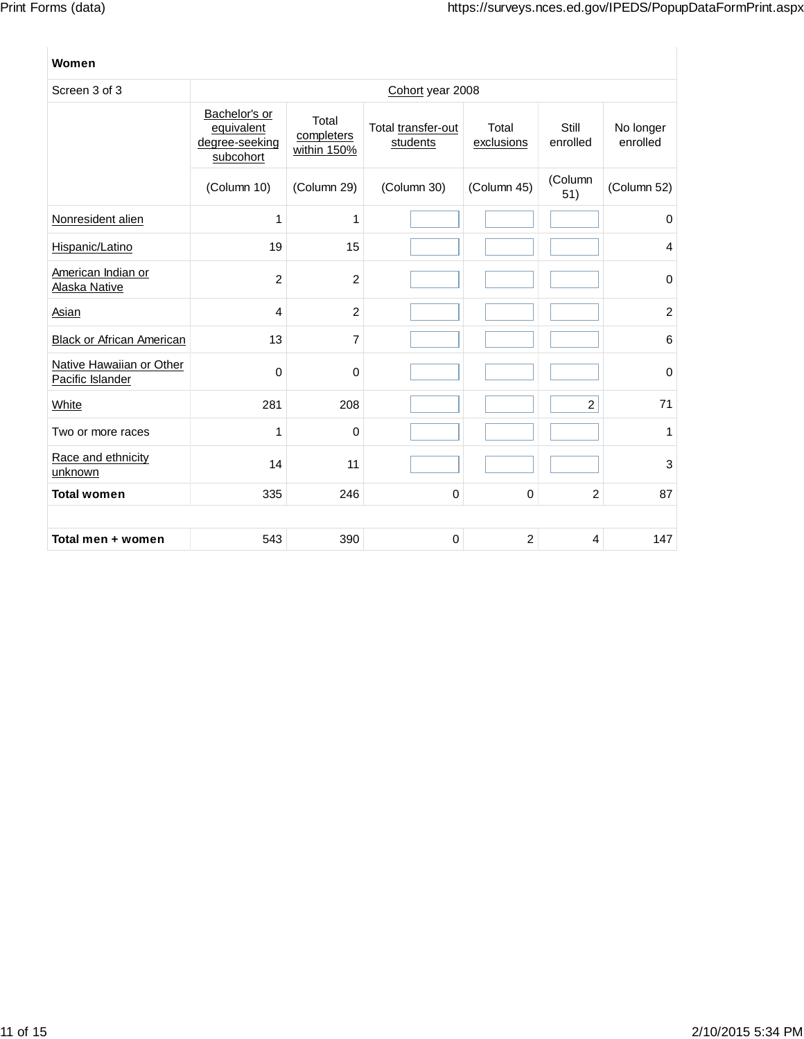**Women**

| Screen 3 of 3 | Cohort year 2008 | | | | | |
|---|---|---|---|---|---|---|
| | Bachelor's or equivalent degree-seeking subcohort | Total completers within 150% | Total transfer-out students | Total exclusions | Still enrolled | No longer enrolled |
| | (Column 10) | (Column 29) | (Column 30) | (Column 45) | (Column 51) | (Column 52) |
| Nonresident alien | 1 | 1 | | | | 0 |
| Hispanic/Latino | 19 | 15 | | | | 4 |
| American Indian or Alaska Native | 2 | 2 | | | | 0 |
| Asian | 4 | 2 | | | | 2 |
| Black or African American | 13 | 7 | | | | 6 |
| Native Hawaiian or Other Pacific Islander | 0 | 0 | | | | 0 |
| White | 281 | 208 | | | 2 | 71 |
| Two or more races | 1 | 0 | | | | 1 |
| Race and ethnicity unknown | 14 | 11 | | | | 3 |
| **Total women** | 335 | 246 | 0 | 0 | 2 | 87 |
| | | | | | | |
| **Total men + women** | 543 | 390 | 0 | 2 | 4 | 147 |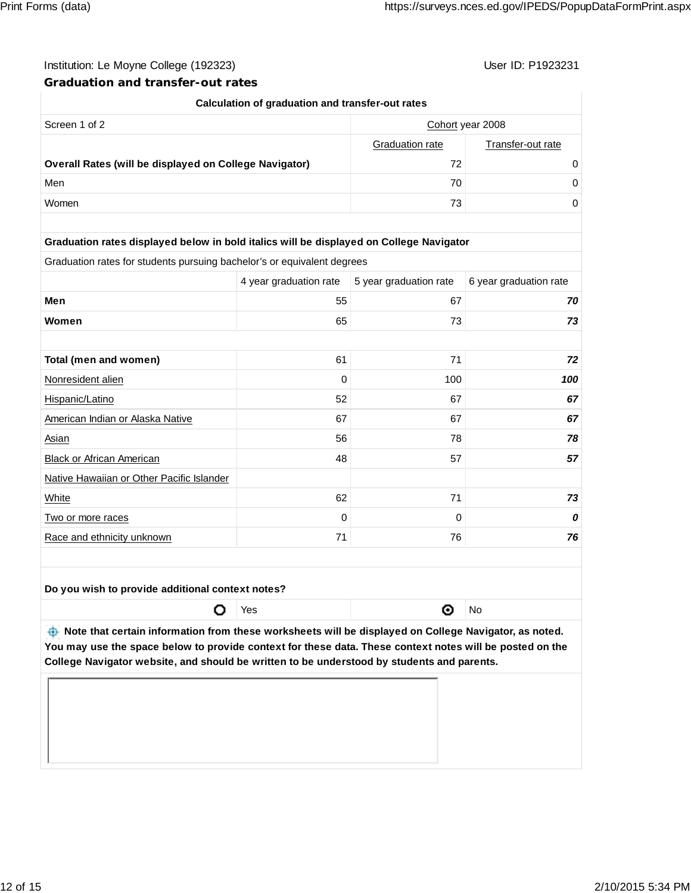Institution: Le Moyne College (192323)

User ID: P1923231

## Graduation and transfer-out rates

**Calculation of graduation and transfer-out rates**

| Screen 1 of 2 | Cohort year 2008 | |
|---|---|---|
| | Graduation rate | Transfer-out rate |
| **Overall Rates (will be displayed on College Navigator)** | 72 | 0 |
| Men | 70 | 0 |
| Women | 73 | 0 |

**Graduation rates displayed below in bold italics will be displayed on College Navigator**

Graduation rates for students pursuing bachelor's or equivalent degrees

| | 4 year graduation rate | 5 year graduation rate | 6 year graduation rate |
|---|---|---|---|
| **Men** | 55 | 67 | ***70*** |
| **Women** | 65 | 73 | ***73*** |
| | | | |
| **Total (men and women)** | 61 | 71 | ***72*** |
| Nonresident alien | 0 | 100 | ***100*** |
| Hispanic/Latino | 52 | 67 | ***67*** |
| American Indian or Alaska Native | 67 | 67 | ***67*** |
| Asian | 56 | 78 | ***78*** |
| Black or African American | 48 | 57 | ***57*** |
| Native Hawaiian or Other Pacific Islander | | | |
| White | 62 | 71 | ***73*** |
| Two or more races | 0 | 0 | ***0*** |
| Race and ethnicity unknown | 71 | 76 | ***76*** |

**Do you wish to provide additional context notes?**

- ○ Yes
- ◉ No

**Note that certain information from these worksheets will be displayed on College Navigator, as noted. You may use the space below to provide context for these data. These context notes will be posted on the College Navigator website, and should be written to be understood by students and parents.**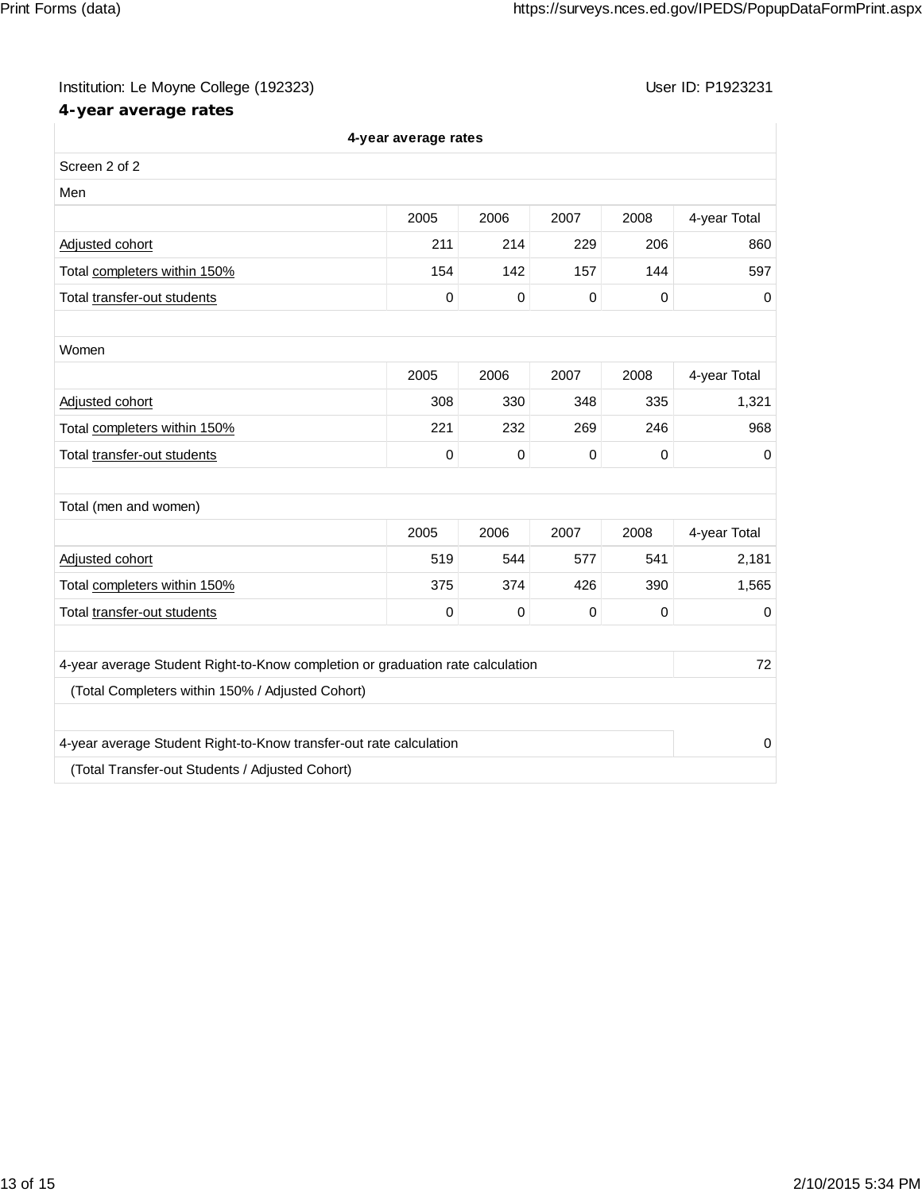Institution: Le Moyne College (192323) User ID: P1923231

## 4-year average rates

**4-year average rates**

Screen 2 of 2

Men

| | 2005 | 2006 | 2007 | 2008 | 4-year Total |
|---|---|---|---|---|---|
| Adjusted cohort | 211 | 214 | 229 | 206 | 860 |
| Total completers within 150% | 154 | 142 | 157 | 144 | 597 |
| Total transfer-out students | 0 | 0 | 0 | 0 | 0 |

Women

| | 2005 | 2006 | 2007 | 2008 | 4-year Total |
|---|---|---|---|---|---|
| Adjusted cohort | 308 | 330 | 348 | 335 | 1,321 |
| Total completers within 150% | 221 | 232 | 269 | 246 | 968 |
| Total transfer-out students | 0 | 0 | 0 | 0 | 0 |

Total (men and women)

| | 2005 | 2006 | 2007 | 2008 | 4-year Total |
|---|---|---|---|---|---|
| Adjusted cohort | 519 | 544 | 577 | 541 | 2,181 |
| Total completers within 150% | 375 | 374 | 426 | 390 | 1,565 |
| Total transfer-out students | 0 | 0 | 0 | 0 | 0 |

| | |
|---|---|
| 4-year average Student Right-to-Know completion or graduation rate calculation | 72 |
| (Total Completers within 150% / Adjusted Cohort) | |
| 4-year average Student Right-to-Know transfer-out rate calculation | 0 |
| (Total Transfer-out Students / Adjusted Cohort) | |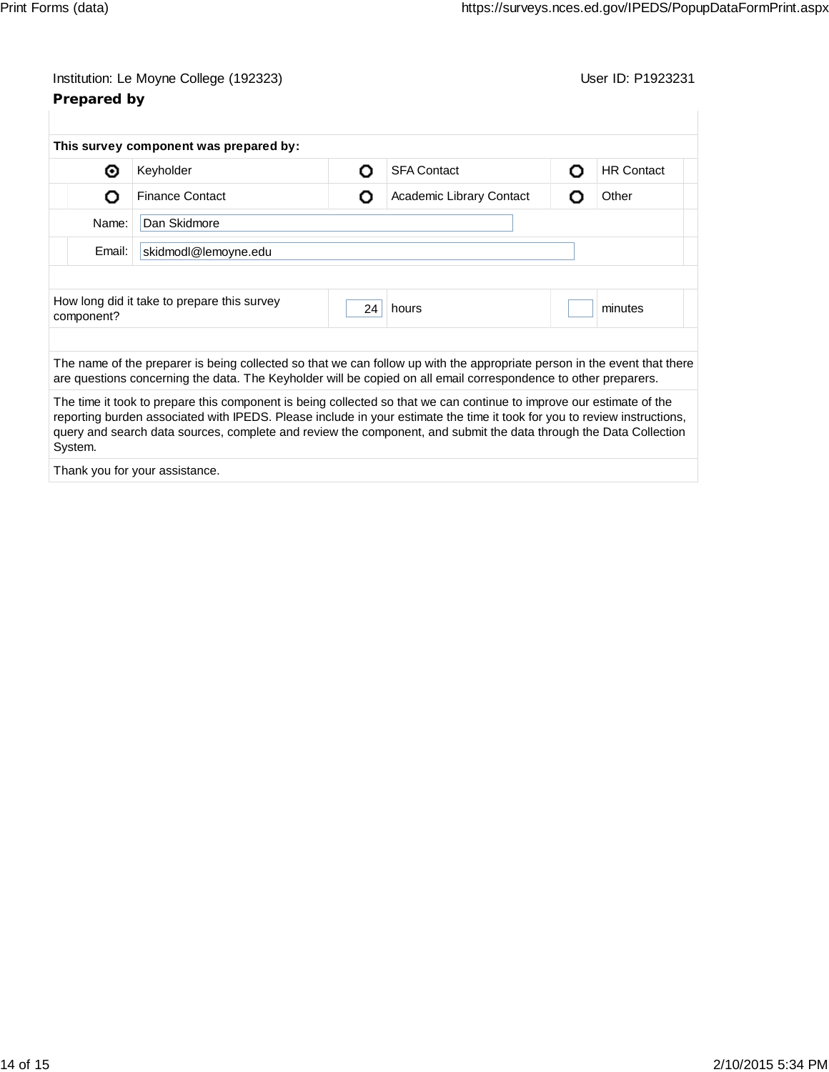Institution: Le Moyne College (192323)

User ID: P1923231

**Prepared by**

**This survey component was prepared by:**

| | | | | | |
|---|---|---|---|---|---|
| ◉ | Keyholder | ○ | SFA Contact | ○ | HR Contact |
| ○ | Finance Contact | ○ | Academic Library Contact | ○ | Other |

Name: Dan Skidmore

Email: skidmodl@lemoyne.edu

| How long did it take to prepare this survey component? | 24 | hours | | minutes |
|---|---|---|---|---|

The name of the preparer is being collected so that we can follow up with the appropriate person in the event that there are questions concerning the data. The Keyholder will be copied on all email correspondence to other preparers.

The time it took to prepare this component is being collected so that we can continue to improve our estimate of the reporting burden associated with IPEDS. Please include in your estimate the time it took for you to review instructions, query and search data sources, complete and review the component, and submit the data through the Data Collection System.

Thank you for your assistance.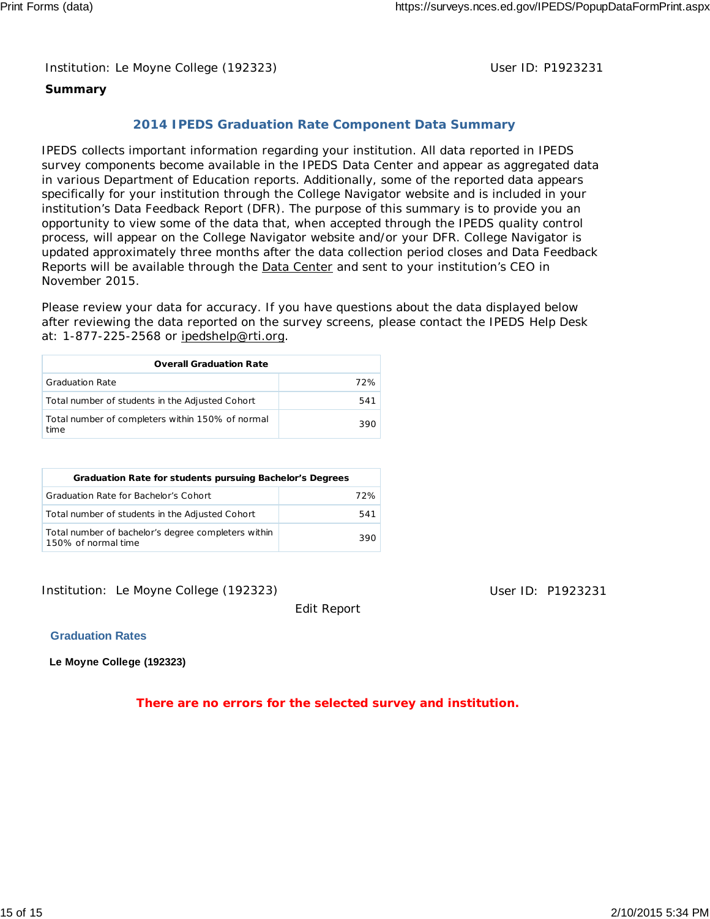Institution: Le Moyne College (192323) User ID: P1923231

**Summary**

## 2014 IPEDS Graduation Rate Component Data Summary

IPEDS collects important information regarding your institution. All data reported in IPEDS survey components become available in the IPEDS Data Center and appear as aggregated data in various Department of Education reports. Additionally, some of the reported data appears specifically for your institution through the College Navigator website and is included in your institution's Data Feedback Report (DFR). The purpose of this summary is to provide you an opportunity to view some of the data that, when accepted through the IPEDS quality control process, will appear on the College Navigator website and/or your DFR. College Navigator is updated approximately three months after the data collection period closes and Data Feedback Reports will be available through the Data Center and sent to your institution's CEO in November 2015.

Please review your data for accuracy. If you have questions about the data displayed below after reviewing the data reported on the survey screens, please contact the IPEDS Help Desk at: 1-877-225-2568 or ipedshelp@rti.org.

| Overall Graduation Rate | |
|---|---|
| Graduation Rate | 72% |
| Total number of students in the Adjusted Cohort | 541 |
| Total number of completers within 150% of normal time | 390 |

| Graduation Rate for students pursuing Bachelor's Degrees | |
|---|---|
| Graduation Rate for Bachelor's Cohort | 72% |
| Total number of students in the Adjusted Cohort | 541 |
| Total number of bachelor's degree completers within 150% of normal time | 390 |

Institution: Le Moyne College (192323) User ID: P1923231

Edit Report

### Graduation Rates

**Le Moyne College (192323)**

**There are no errors for the selected survey and institution.**